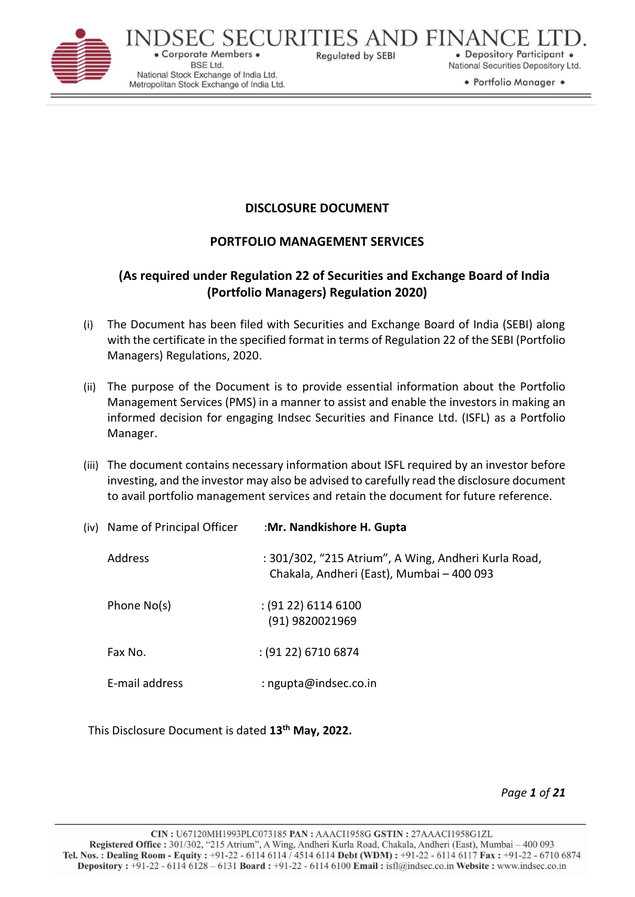# DISCLOSURE DOCUMENT

## PORTFOLIO MANAGEMENT SERVICES

### (As required under Regulation 22 of Securities and Exchange Board of India (Portfolio Managers) Regulation 2020)

(i) The Document has been filed with Securities and Exchange Board of India (SEBI) along with the certificate in the specified format in terms of Regulation 22 of the SEBI (Portfolio Managers) Regulations, 2020.

(ii) The purpose of the Document is to provide essential information about the Portfolio Management Services (PMS) in a manner to assist and enable the investors in making an informed decision for engaging Indsec Securities and Finance Ltd. (ISFL) as a Portfolio Manager.

(iii) The document contains necessary information about ISFL required by an investor before investing, and the investor may also be advised to carefully read the disclosure document to avail portfolio management services and retain the document for future reference.

(iv) Name of Principal Officer : **Mr. Nandkishore H. Gupta**

Address : 301/302, "215 Atrium", A Wing, Andheri Kurla Road, Chakala, Andheri (East), Mumbai – 400 093

Phone No(s) : (91 22) 6114 6100
(91) 9820021969

Fax No. : (91 22) 6710 6874

E-mail address : ngupta@indsec.co.in

This Disclosure Document is dated **13th May, 2022.**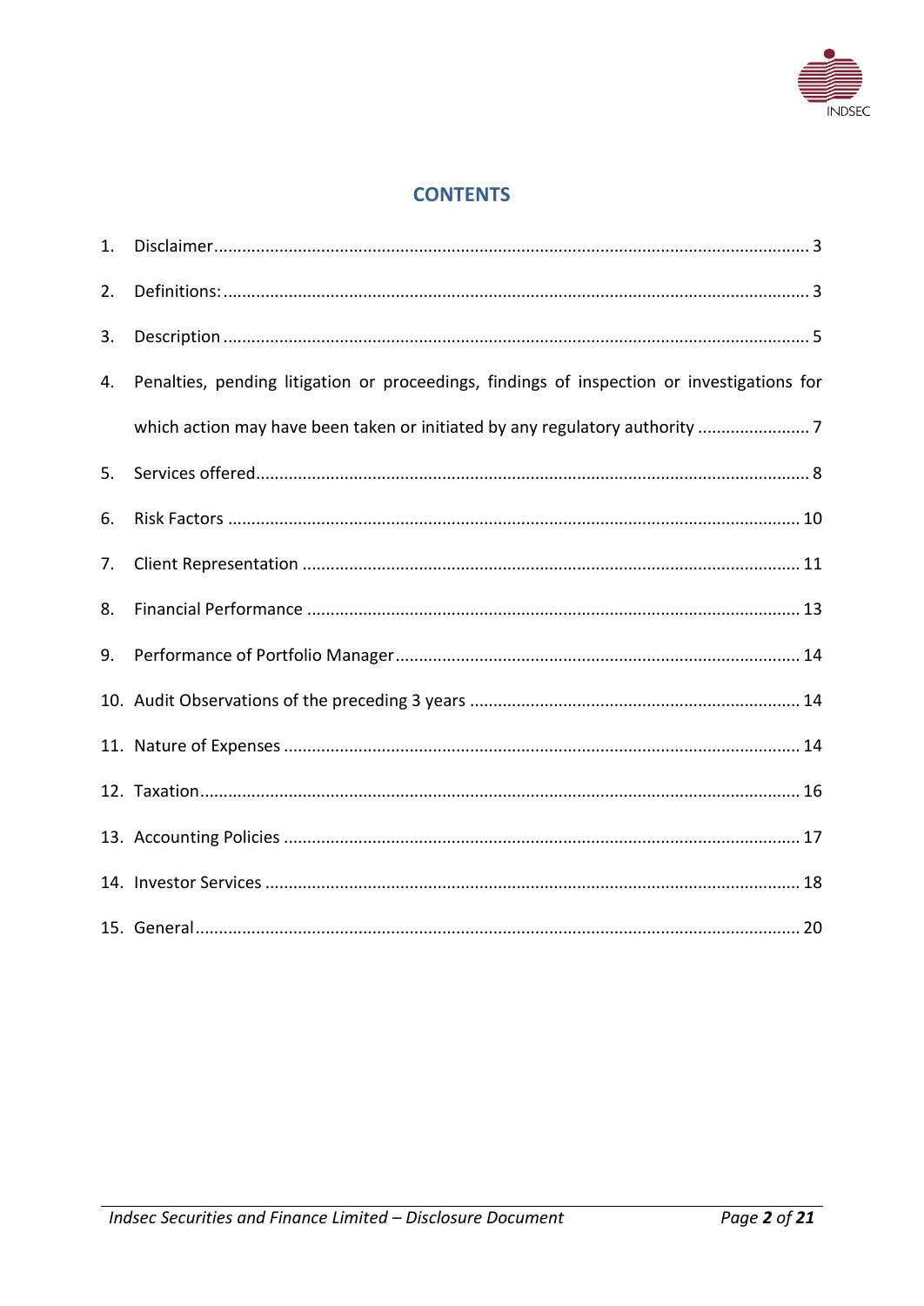## CONTENTS

1. Disclaimer ............................................................ 3
2. Definitions: ............................................................ 3
3. Description ............................................................ 5
4. Penalties, pending litigation or proceedings, findings of inspection or investigations for which action may have been taken or initiated by any regulatory authority ............................................................ 7
5. Services offered ............................................................ 8
6. Risk Factors ............................................................ 10
7. Client Representation ............................................................ 11
8. Financial Performance ............................................................ 13
9. Performance of Portfolio Manager ............................................................ 14
10. Audit Observations of the preceding 3 years ............................................................ 14
11. Nature of Expenses ............................................................ 14
12. Taxation ............................................................ 16
13. Accounting Policies ............................................................ 17
14. Investor Services ............................................................ 18
15. General ............................................................ 20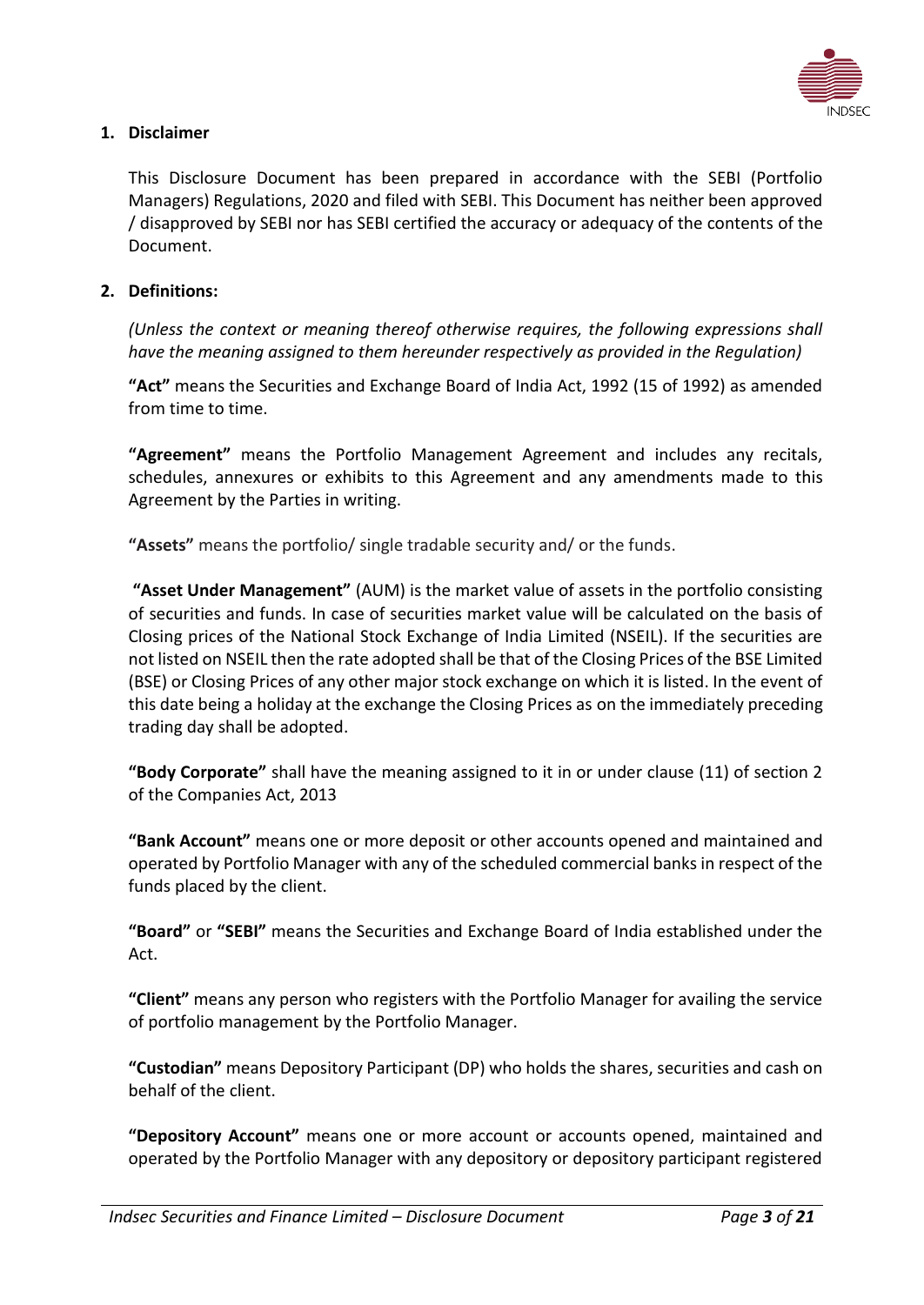## 1. Disclaimer

This Disclosure Document has been prepared in accordance with the SEBI (Portfolio Managers) Regulations, 2020 and filed with SEBI. This Document has neither been approved / disapproved by SEBI nor has SEBI certified the accuracy or adequacy of the contents of the Document.

## 2. Definitions:

*(Unless the context or meaning thereof otherwise requires, the following expressions shall have the meaning assigned to them hereunder respectively as provided in the Regulation)*

**"Act"** means the Securities and Exchange Board of India Act, 1992 (15 of 1992) as amended from time to time.

**"Agreement"** means the Portfolio Management Agreement and includes any recitals, schedules, annexures or exhibits to this Agreement and any amendments made to this Agreement by the Parties in writing.

**"Assets"** means the portfolio/ single tradable security and/ or the funds.

**"Asset Under Management"** (AUM) is the market value of assets in the portfolio consisting of securities and funds. In case of securities market value will be calculated on the basis of Closing prices of the National Stock Exchange of India Limited (NSEIL). If the securities are not listed on NSEIL then the rate adopted shall be that of the Closing Prices of the BSE Limited (BSE) or Closing Prices of any other major stock exchange on which it is listed. In the event of this date being a holiday at the exchange the Closing Prices as on the immediately preceding trading day shall be adopted.

**"Body Corporate"** shall have the meaning assigned to it in or under clause (11) of section 2 of the Companies Act, 2013

**"Bank Account"** means one or more deposit or other accounts opened and maintained and operated by Portfolio Manager with any of the scheduled commercial banks in respect of the funds placed by the client.

**"Board"** or **"SEBI"** means the Securities and Exchange Board of India established under the Act.

**"Client"** means any person who registers with the Portfolio Manager for availing the service of portfolio management by the Portfolio Manager.

**"Custodian"** means Depository Participant (DP) who holds the shares, securities and cash on behalf of the client.

**"Depository Account"** means one or more account or accounts opened, maintained and operated by the Portfolio Manager with any depository or depository participant registered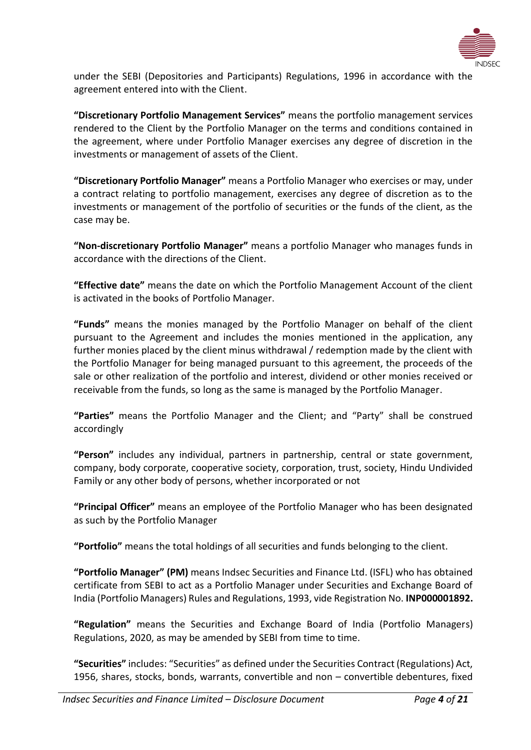under the SEBI (Depositories and Participants) Regulations, 1996 in accordance with the agreement entered into with the Client.

**"Discretionary Portfolio Management Services"** means the portfolio management services rendered to the Client by the Portfolio Manager on the terms and conditions contained in the agreement, where under Portfolio Manager exercises any degree of discretion in the investments or management of assets of the Client.

**"Discretionary Portfolio Manager"** means a Portfolio Manager who exercises or may, under a contract relating to portfolio management, exercises any degree of discretion as to the investments or management of the portfolio of securities or the funds of the client, as the case may be.

**"Non-discretionary Portfolio Manager"** means a portfolio Manager who manages funds in accordance with the directions of the Client.

**"Effective date"** means the date on which the Portfolio Management Account of the client is activated in the books of Portfolio Manager.

**"Funds"** means the monies managed by the Portfolio Manager on behalf of the client pursuant to the Agreement and includes the monies mentioned in the application, any further monies placed by the client minus withdrawal / redemption made by the client with the Portfolio Manager for being managed pursuant to this agreement, the proceeds of the sale or other realization of the portfolio and interest, dividend or other monies received or receivable from the funds, so long as the same is managed by the Portfolio Manager.

**"Parties"** means the Portfolio Manager and the Client; and "Party" shall be construed accordingly

**"Person"** includes any individual, partners in partnership, central or state government, company, body corporate, cooperative society, corporation, trust, society, Hindu Undivided Family or any other body of persons, whether incorporated or not

**"Principal Officer"** means an employee of the Portfolio Manager who has been designated as such by the Portfolio Manager

**"Portfolio"** means the total holdings of all securities and funds belonging to the client.

**"Portfolio Manager" (PM)** means Indsec Securities and Finance Ltd. (ISFL) who has obtained certificate from SEBI to act as a Portfolio Manager under Securities and Exchange Board of India (Portfolio Managers) Rules and Regulations, 1993, vide Registration No. **INP000001892.**

**"Regulation"** means the Securities and Exchange Board of India (Portfolio Managers) Regulations, 2020, as may be amended by SEBI from time to time.

**"Securities"** includes: "Securities" as defined under the Securities Contract (Regulations) Act, 1956, shares, stocks, bonds, warrants, convertible and non – convertible debentures, fixed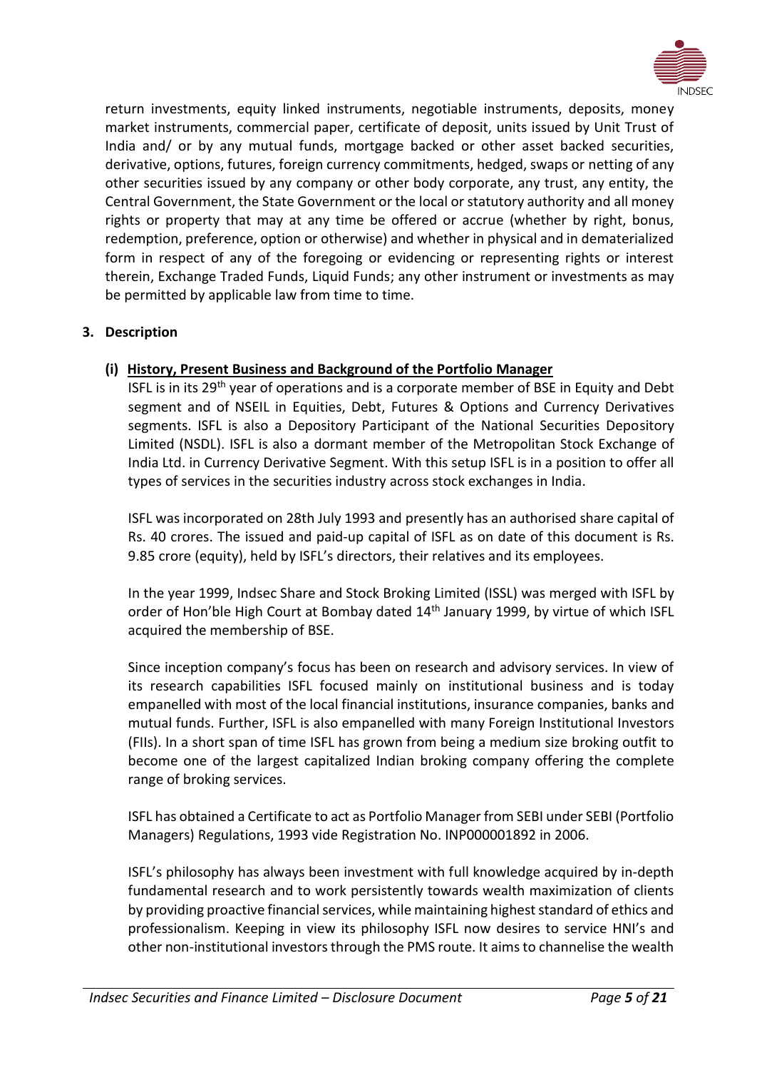return investments, equity linked instruments, negotiable instruments, deposits, money market instruments, commercial paper, certificate of deposit, units issued by Unit Trust of India and/ or by any mutual funds, mortgage backed or other asset backed securities, derivative, options, futures, foreign currency commitments, hedged, swaps or netting of any other securities issued by any company or other body corporate, any trust, any entity, the Central Government, the State Government or the local or statutory authority and all money rights or property that may at any time be offered or accrue (whether by right, bonus, redemption, preference, option or otherwise) and whether in physical and in dematerialized form in respect of any of the foregoing or evidencing or representing rights or interest therein, Exchange Traded Funds, Liquid Funds; any other instrument or investments as may be permitted by applicable law from time to time.

## 3. Description

### (i) History, Present Business and Background of the Portfolio Manager

ISFL is in its 29th year of operations and is a corporate member of BSE in Equity and Debt segment and of NSEIL in Equities, Debt, Futures & Options and Currency Derivatives segments. ISFL is also a Depository Participant of the National Securities Depository Limited (NSDL). ISFL is also a dormant member of the Metropolitan Stock Exchange of India Ltd. in Currency Derivative Segment. With this setup ISFL is in a position to offer all types of services in the securities industry across stock exchanges in India.

ISFL was incorporated on 28th July 1993 and presently has an authorised share capital of Rs. 40 crores. The issued and paid-up capital of ISFL as on date of this document is Rs. 9.85 crore (equity), held by ISFL's directors, their relatives and its employees.

In the year 1999, Indsec Share and Stock Broking Limited (ISSL) was merged with ISFL by order of Hon'ble High Court at Bombay dated 14th January 1999, by virtue of which ISFL acquired the membership of BSE.

Since inception company's focus has been on research and advisory services. In view of its research capabilities ISFL focused mainly on institutional business and is today empanelled with most of the local financial institutions, insurance companies, banks and mutual funds. Further, ISFL is also empanelled with many Foreign Institutional Investors (FIIs). In a short span of time ISFL has grown from being a medium size broking outfit to become one of the largest capitalized Indian broking company offering the complete range of broking services.

ISFL has obtained a Certificate to act as Portfolio Manager from SEBI under SEBI (Portfolio Managers) Regulations, 1993 vide Registration No. INP000001892 in 2006.

ISFL's philosophy has always been investment with full knowledge acquired by in-depth fundamental research and to work persistently towards wealth maximization of clients by providing proactive financial services, while maintaining highest standard of ethics and professionalism. Keeping in view its philosophy ISFL now desires to service HNI's and other non-institutional investors through the PMS route. It aims to channelise the wealth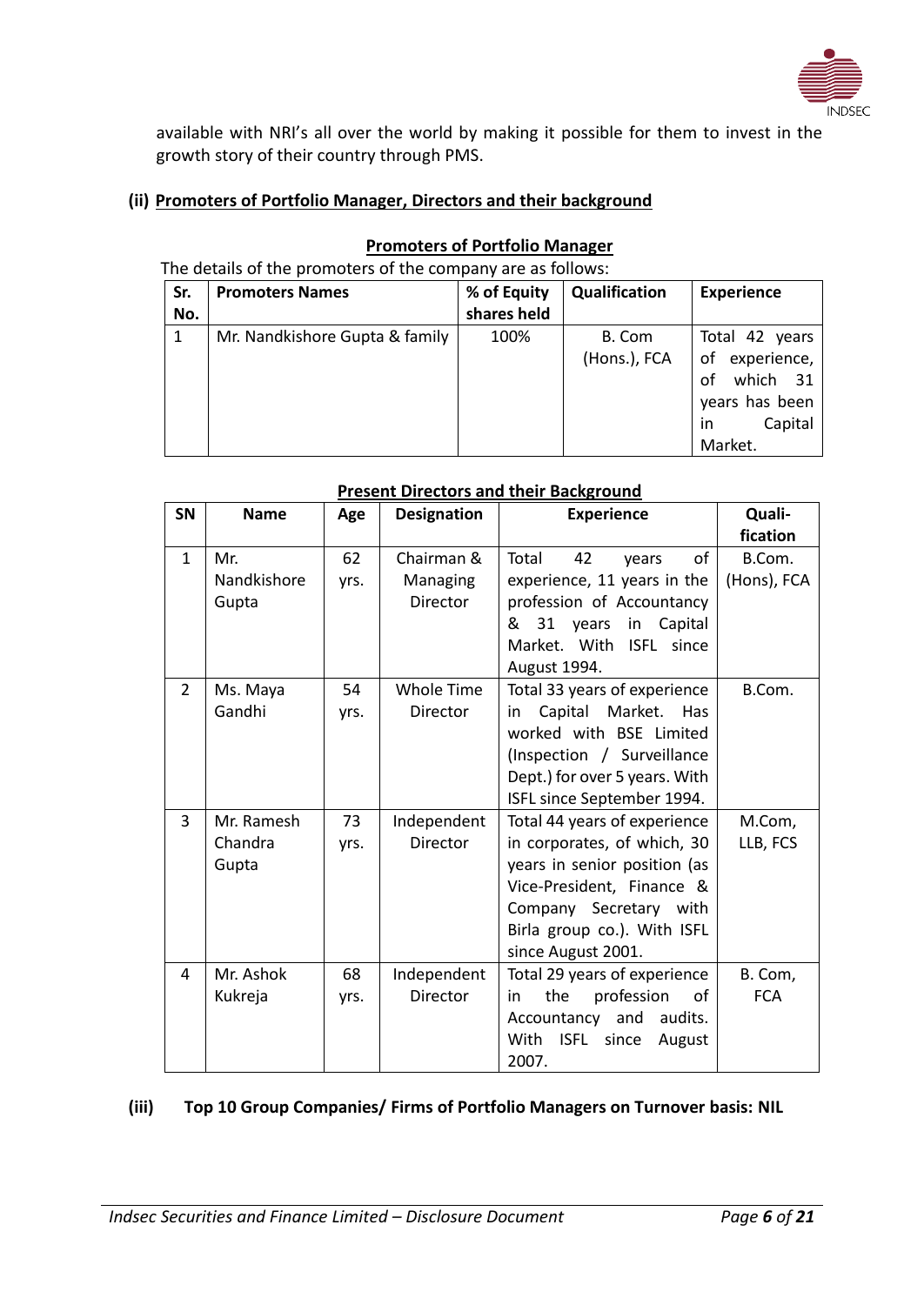available with NRI's all over the world by making it possible for them to invest in the growth story of their country through PMS.

**(ii) Promoters of Portfolio Manager, Directors and their background**

**Promoters of Portfolio Manager**

The details of the promoters of the company are as follows:

| Sr. No. | Promoters Names | % of Equity shares held | Qualification | Experience |
|---|---|---|---|---|
| 1 | Mr. Nandkishore Gupta & family | 100% | B. Com (Hons.), FCA | Total 42 years of experience, of which 31 years has been in Capital Market. |

**Present Directors and their Background**

| SN | Name | Age | Designation | Experience | Quali-fication |
|---|---|---|---|---|---|
| 1 | Mr. Nandkishore Gupta | 62 yrs. | Chairman & Managing Director | Total 42 years of experience, 11 years in the profession of Accountancy & 31 years in Capital Market. With ISFL since August 1994. | B.Com. (Hons), FCA |
| 2 | Ms. Maya Gandhi | 54 yrs. | Whole Time Director | Total 33 years of experience in Capital Market. Has worked with BSE Limited (Inspection / Surveillance Dept.) for over 5 years. With ISFL since September 1994. | B.Com. |
| 3 | Mr. Ramesh Chandra Gupta | 73 yrs. | Independent Director | Total 44 years of experience in corporates, of which, 30 years in senior position (as Vice-President, Finance & Company Secretary with Birla group co.). With ISFL since August 2001. | M.Com, LLB, FCS |
| 4 | Mr. Ashok Kukreja | 68 yrs. | Independent Director | Total 29 years of experience in the profession of Accountancy and audits. With ISFL since August 2007. | B. Com, FCA |

**(iii) Top 10 Group Companies/ Firms of Portfolio Managers on Turnover basis: NIL**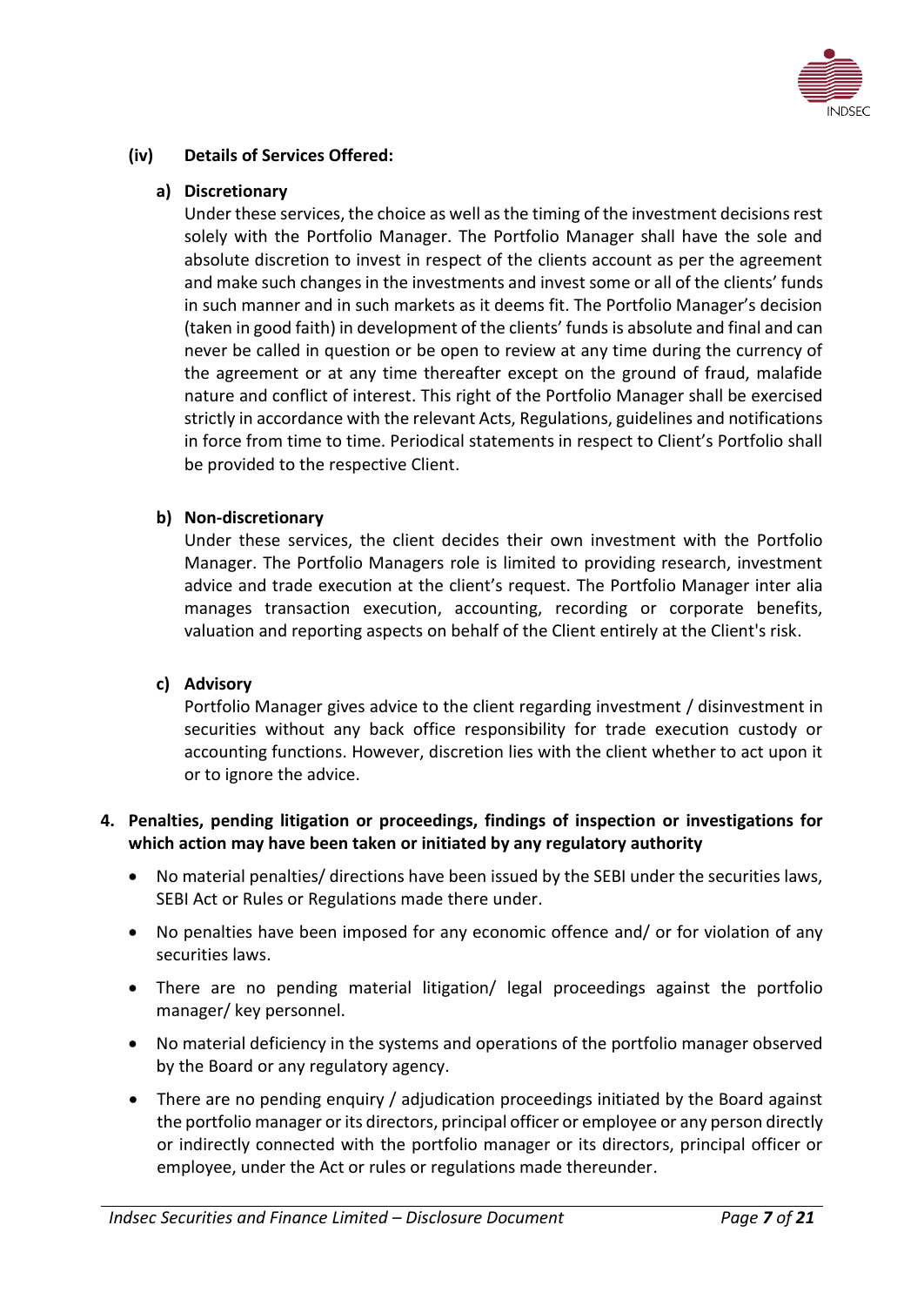**(iv) Details of Services Offered:**

**a) Discretionary**

Under these services, the choice as well as the timing of the investment decisions rest solely with the Portfolio Manager. The Portfolio Manager shall have the sole and absolute discretion to invest in respect of the clients account as per the agreement and make such changes in the investments and invest some or all of the clients' funds in such manner and in such markets as it deems fit. The Portfolio Manager's decision (taken in good faith) in development of the clients' funds is absolute and final and can never be called in question or be open to review at any time during the currency of the agreement or at any time thereafter except on the ground of fraud, malafide nature and conflict of interest. This right of the Portfolio Manager shall be exercised strictly in accordance with the relevant Acts, Regulations, guidelines and notifications in force from time to time. Periodical statements in respect to Client's Portfolio shall be provided to the respective Client.

**b) Non-discretionary**

Under these services, the client decides their own investment with the Portfolio Manager. The Portfolio Managers role is limited to providing research, investment advice and trade execution at the client's request. The Portfolio Manager inter alia manages transaction execution, accounting, recording or corporate benefits, valuation and reporting aspects on behalf of the Client entirely at the Client's risk.

**c) Advisory**

Portfolio Manager gives advice to the client regarding investment / disinvestment in securities without any back office responsibility for trade execution custody or accounting functions. However, discretion lies with the client whether to act upon it or to ignore the advice.

**4. Penalties, pending litigation or proceedings, findings of inspection or investigations for which action may have been taken or initiated by any regulatory authority**

- No material penalties/ directions have been issued by the SEBI under the securities laws, SEBI Act or Rules or Regulations made there under.
- No penalties have been imposed for any economic offence and/ or for violation of any securities laws.
- There are no pending material litigation/ legal proceedings against the portfolio manager/ key personnel.
- No material deficiency in the systems and operations of the portfolio manager observed by the Board or any regulatory agency.
- There are no pending enquiry / adjudication proceedings initiated by the Board against the portfolio manager or its directors, principal officer or employee or any person directly or indirectly connected with the portfolio manager or its directors, principal officer or employee, under the Act or rules or regulations made thereunder.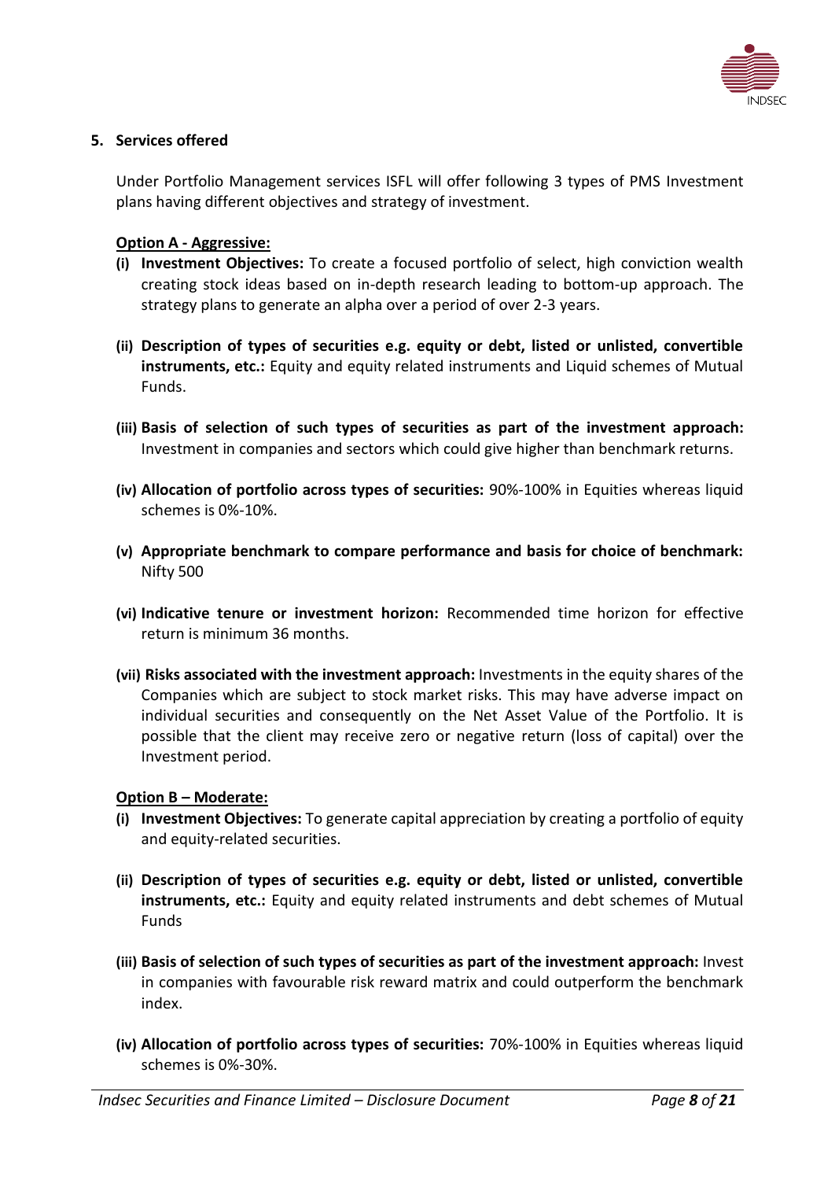## 5. Services offered

Under Portfolio Management services ISFL will offer following 3 types of PMS Investment plans having different objectives and strategy of investment.

**Option A - Aggressive:**

**(i) Investment Objectives:** To create a focused portfolio of select, high conviction wealth creating stock ideas based on in-depth research leading to bottom-up approach. The strategy plans to generate an alpha over a period of over 2-3 years.

**(ii) Description of types of securities e.g. equity or debt, listed or unlisted, convertible instruments, etc.:** Equity and equity related instruments and Liquid schemes of Mutual Funds.

**(iii) Basis of selection of such types of securities as part of the investment approach:** Investment in companies and sectors which could give higher than benchmark returns.

**(iv) Allocation of portfolio across types of securities:** 90%-100% in Equities whereas liquid schemes is 0%-10%.

**(v) Appropriate benchmark to compare performance and basis for choice of benchmark:** Nifty 500

**(vi) Indicative tenure or investment horizon:** Recommended time horizon for effective return is minimum 36 months.

**(vii) Risks associated with the investment approach:** Investments in the equity shares of the Companies which are subject to stock market risks. This may have adverse impact on individual securities and consequently on the Net Asset Value of the Portfolio. It is possible that the client may receive zero or negative return (loss of capital) over the Investment period.

**Option B – Moderate:**

**(i) Investment Objectives:** To generate capital appreciation by creating a portfolio of equity and equity-related securities.

**(ii) Description of types of securities e.g. equity or debt, listed or unlisted, convertible instruments, etc.:** Equity and equity related instruments and debt schemes of Mutual Funds

**(iii) Basis of selection of such types of securities as part of the investment approach:** Invest in companies with favourable risk reward matrix and could outperform the benchmark index.

**(iv) Allocation of portfolio across types of securities:** 70%-100% in Equities whereas liquid schemes is 0%-30%.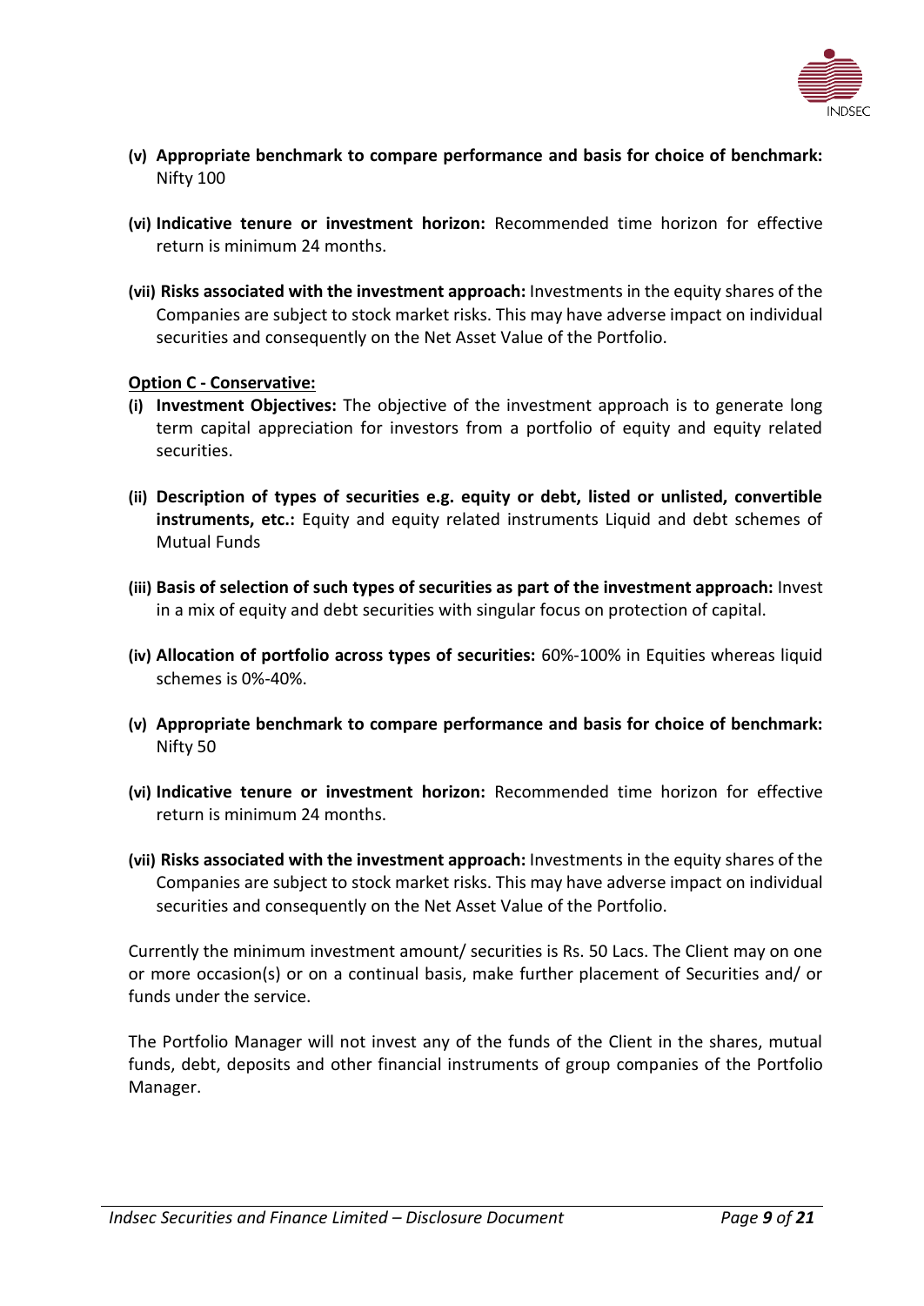**(v) Appropriate benchmark to compare performance and basis for choice of benchmark:** Nifty 100

**(vi) Indicative tenure or investment horizon:** Recommended time horizon for effective return is minimum 24 months.

**(vii) Risks associated with the investment approach:** Investments in the equity shares of the Companies are subject to stock market risks. This may have adverse impact on individual securities and consequently on the Net Asset Value of the Portfolio.

**Option C - Conservative:**

**(i) Investment Objectives:** The objective of the investment approach is to generate long term capital appreciation for investors from a portfolio of equity and equity related securities.

**(ii) Description of types of securities e.g. equity or debt, listed or unlisted, convertible instruments, etc.:** Equity and equity related instruments Liquid and debt schemes of Mutual Funds

**(iii) Basis of selection of such types of securities as part of the investment approach:** Invest in a mix of equity and debt securities with singular focus on protection of capital.

**(iv) Allocation of portfolio across types of securities:** 60%-100% in Equities whereas liquid schemes is 0%-40%.

**(v) Appropriate benchmark to compare performance and basis for choice of benchmark:** Nifty 50

**(vi) Indicative tenure or investment horizon:** Recommended time horizon for effective return is minimum 24 months.

**(vii) Risks associated with the investment approach:** Investments in the equity shares of the Companies are subject to stock market risks. This may have adverse impact on individual securities and consequently on the Net Asset Value of the Portfolio.

Currently the minimum investment amount/ securities is Rs. 50 Lacs. The Client may on one or more occasion(s) or on a continual basis, make further placement of Securities and/ or funds under the service.

The Portfolio Manager will not invest any of the funds of the Client in the shares, mutual funds, debt, deposits and other financial instruments of group companies of the Portfolio Manager.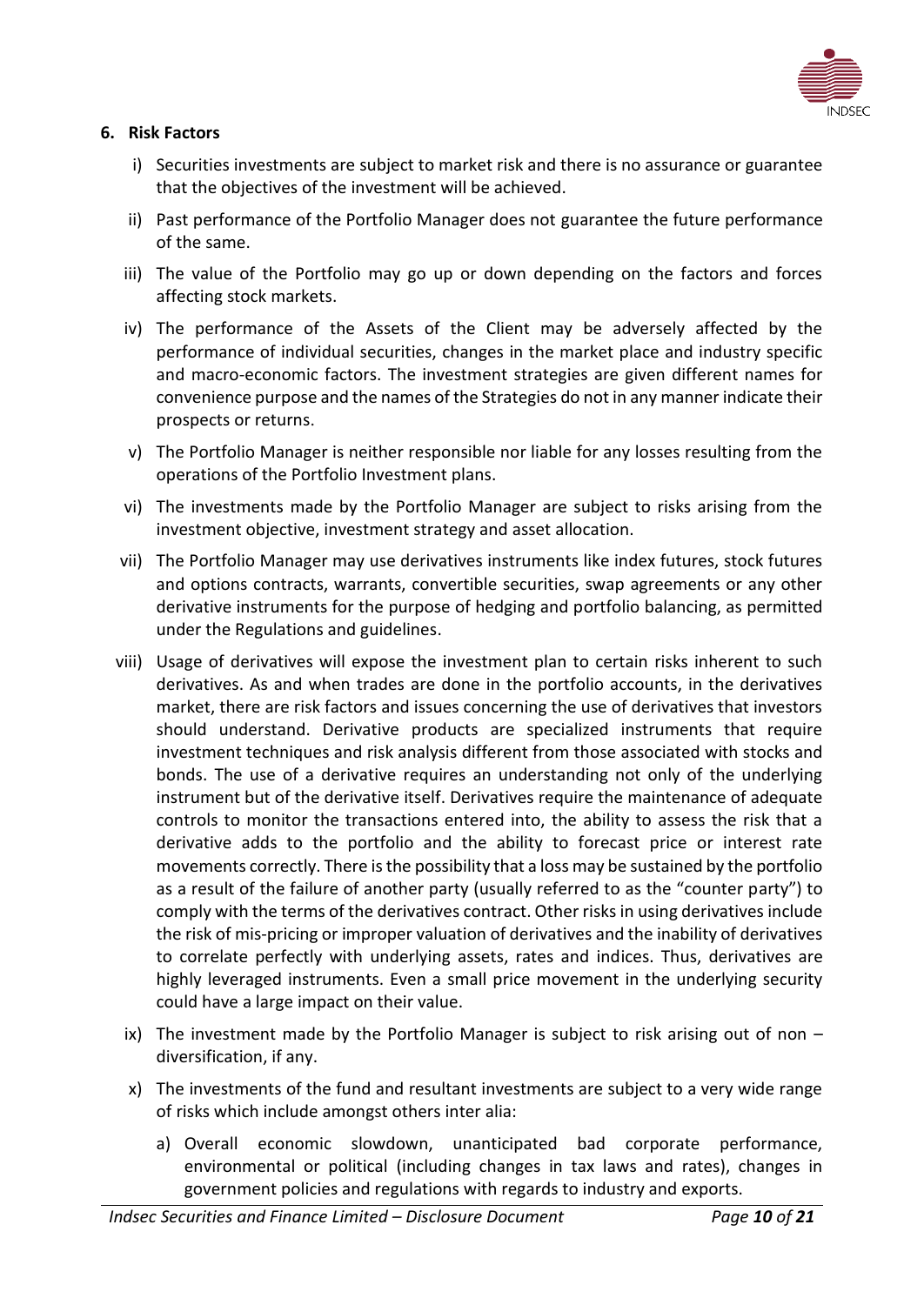## 6. Risk Factors

i) Securities investments are subject to market risk and there is no assurance or guarantee that the objectives of the investment will be achieved.

ii) Past performance of the Portfolio Manager does not guarantee the future performance of the same.

iii) The value of the Portfolio may go up or down depending on the factors and forces affecting stock markets.

iv) The performance of the Assets of the Client may be adversely affected by the performance of individual securities, changes in the market place and industry specific and macro-economic factors. The investment strategies are given different names for convenience purpose and the names of the Strategies do not in any manner indicate their prospects or returns.

v) The Portfolio Manager is neither responsible nor liable for any losses resulting from the operations of the Portfolio Investment plans.

vi) The investments made by the Portfolio Manager are subject to risks arising from the investment objective, investment strategy and asset allocation.

vii) The Portfolio Manager may use derivatives instruments like index futures, stock futures and options contracts, warrants, convertible securities, swap agreements or any other derivative instruments for the purpose of hedging and portfolio balancing, as permitted under the Regulations and guidelines.

viii) Usage of derivatives will expose the investment plan to certain risks inherent to such derivatives. As and when trades are done in the portfolio accounts, in the derivatives market, there are risk factors and issues concerning the use of derivatives that investors should understand. Derivative products are specialized instruments that require investment techniques and risk analysis different from those associated with stocks and bonds. The use of a derivative requires an understanding not only of the underlying instrument but of the derivative itself. Derivatives require the maintenance of adequate controls to monitor the transactions entered into, the ability to assess the risk that a derivative adds to the portfolio and the ability to forecast price or interest rate movements correctly. There is the possibility that a loss may be sustained by the portfolio as a result of the failure of another party (usually referred to as the "counter party") to comply with the terms of the derivatives contract. Other risks in using derivatives include the risk of mis-pricing or improper valuation of derivatives and the inability of derivatives to correlate perfectly with underlying assets, rates and indices. Thus, derivatives are highly leveraged instruments. Even a small price movement in the underlying security could have a large impact on their value.

ix) The investment made by the Portfolio Manager is subject to risk arising out of non – diversification, if any.

x) The investments of the fund and resultant investments are subject to a very wide range of risks which include amongst others inter alia:

   a) Overall economic slowdown, unanticipated bad corporate performance, environmental or political (including changes in tax laws and rates), changes in government policies and regulations with regards to industry and exports.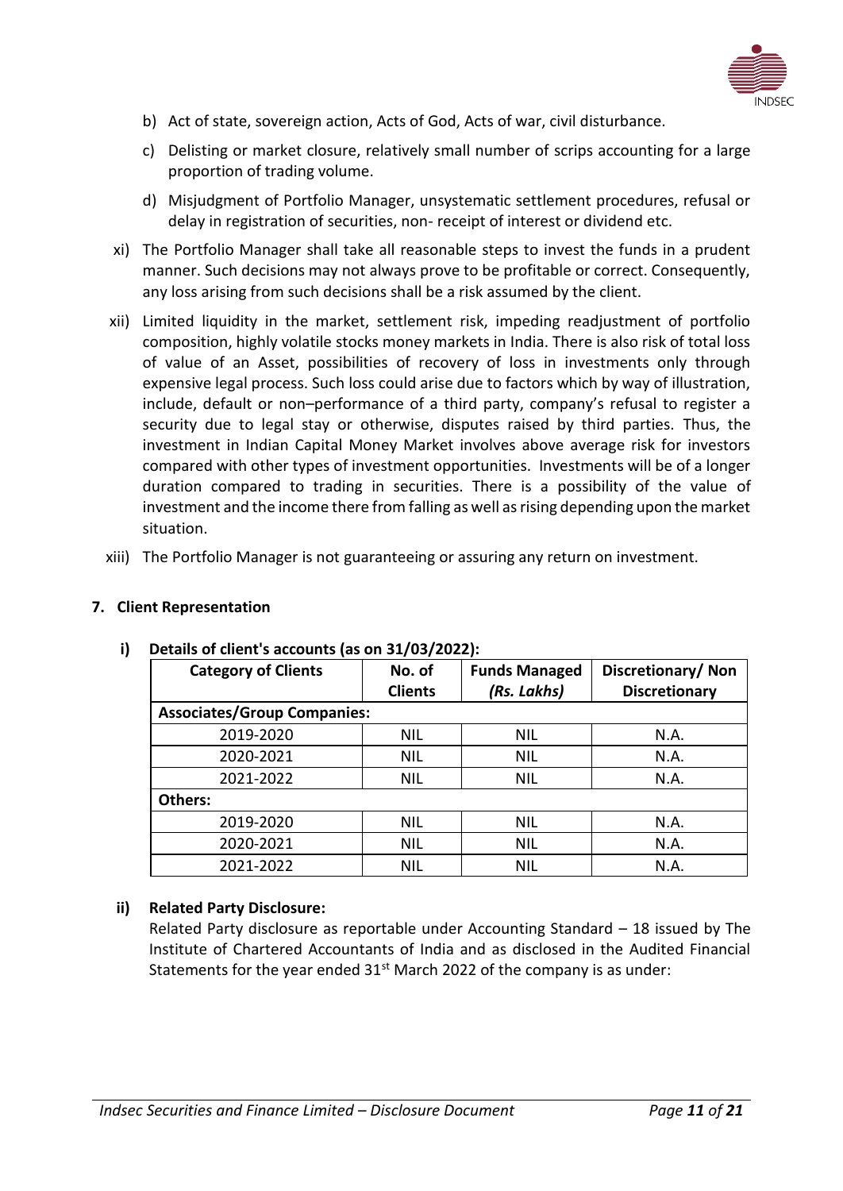b) Act of state, sovereign action, Acts of God, Acts of war, civil disturbance.

c) Delisting or market closure, relatively small number of scrips accounting for a large proportion of trading volume.

d) Misjudgment of Portfolio Manager, unsystematic settlement procedures, refusal or delay in registration of securities, non- receipt of interest or dividend etc.

xi) The Portfolio Manager shall take all reasonable steps to invest the funds in a prudent manner. Such decisions may not always prove to be profitable or correct. Consequently, any loss arising from such decisions shall be a risk assumed by the client.

xii) Limited liquidity in the market, settlement risk, impeding readjustment of portfolio composition, highly volatile stocks money markets in India. There is also risk of total loss of value of an Asset, possibilities of recovery of loss in investments only through expensive legal process. Such loss could arise due to factors which by way of illustration, include, default or non–performance of a third party, company's refusal to register a security due to legal stay or otherwise, disputes raised by third parties. Thus, the investment in Indian Capital Money Market involves above average risk for investors compared with other types of investment opportunities. Investments will be of a longer duration compared to trading in securities. There is a possibility of the value of investment and the income there from falling as well as rising depending upon the market situation.

xiii) The Portfolio Manager is not guaranteeing or assuring any return on investment.

## 7. Client Representation

### i) Details of client's accounts (as on 31/03/2022):

| Category of Clients | No. of Clients | Funds Managed *(Rs. Lakhs)* | Discretionary/ Non Discretionary |
|---|---|---|---|
| **Associates/Group Companies:** | | | |
| 2019-2020 | NIL | NIL | N.A. |
| 2020-2021 | NIL | NIL | N.A. |
| 2021-2022 | NIL | NIL | N.A. |
| **Others:** | | | |
| 2019-2020 | NIL | NIL | N.A. |
| 2020-2021 | NIL | NIL | N.A. |
| 2021-2022 | NIL | NIL | N.A. |

### ii) Related Party Disclosure:

Related Party disclosure as reportable under Accounting Standard – 18 issued by The Institute of Chartered Accountants of India and as disclosed in the Audited Financial Statements for the year ended 31st March 2022 of the company is as under: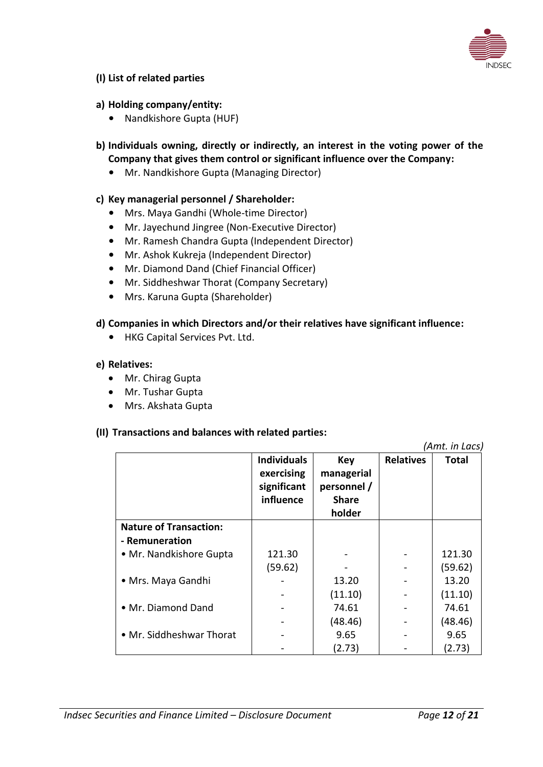**(I) List of related parties**

**a) Holding company/entity:**

- Nandkishore Gupta (HUF)

**b) Individuals owning, directly or indirectly, an interest in the voting power of the Company that gives them control or significant influence over the Company:**

- Mr. Nandkishore Gupta (Managing Director)

**c) Key managerial personnel / Shareholder:**

- Mrs. Maya Gandhi (Whole-time Director)
- Mr. Jayechund Jingree (Non-Executive Director)
- Mr. Ramesh Chandra Gupta (Independent Director)
- Mr. Ashok Kukreja (Independent Director)
- Mr. Diamond Dand (Chief Financial Officer)
- Mr. Siddheshwar Thorat (Company Secretary)
- Mrs. Karuna Gupta (Shareholder)

**d) Companies in which Directors and/or their relatives have significant influence:**

- HKG Capital Services Pvt. Ltd.

**e) Relatives:**

- Mr. Chirag Gupta
- Mr. Tushar Gupta
- Mrs. Akshata Gupta

**(II) Transactions and balances with related parties:**

*(Amt. in Lacs)*

| | Individuals exercising significant influence | Key managerial personnel / Share holder | Relatives | Total |
|---|---|---|---|---|
| **Nature of Transaction:** | | | | |
| **- Remuneration** | | | | |
| • Mr. Nandkishore Gupta | 121.30 | - | - | 121.30 |
| | (59.62) | - | - | (59.62) |
| • Mrs. Maya Gandhi | - | 13.20 | - | 13.20 |
| | - | (11.10) | - | (11.10) |
| • Mr. Diamond Dand | - | 74.61 | - | 74.61 |
| | - | (48.46) | - | (48.46) |
| • Mr. Siddheshwar Thorat | - | 9.65 | - | 9.65 |
| | - | (2.73) | - | (2.73) |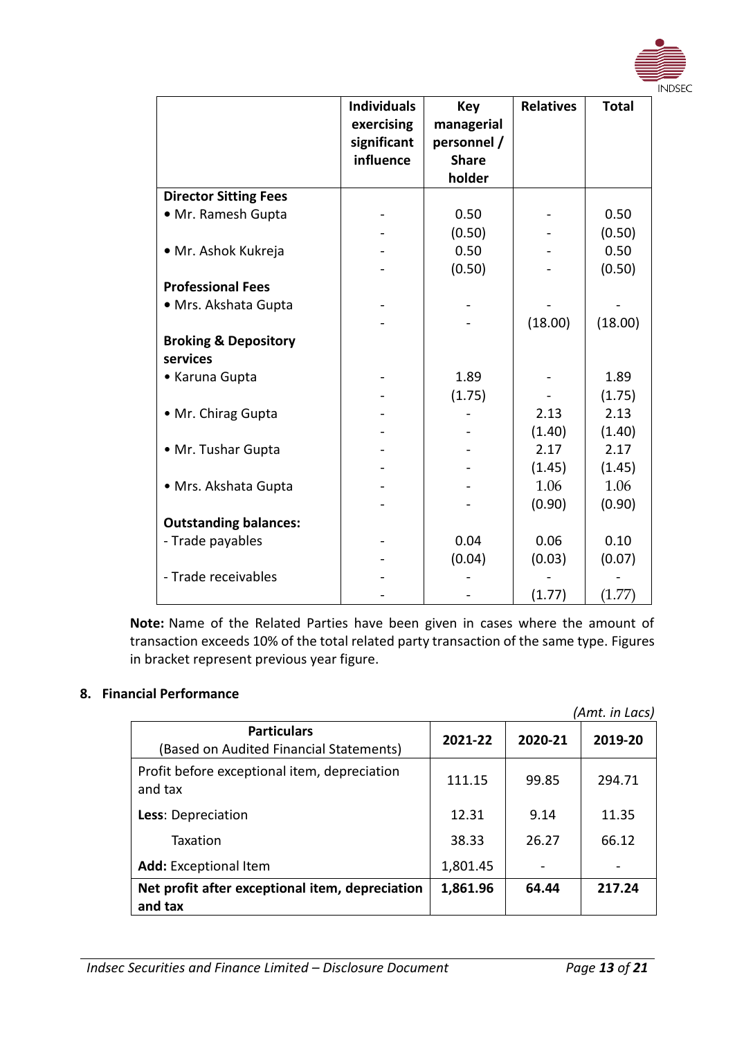| | Individuals exercising significant influence | Key managerial personnel / Share holder | Relatives | Total |
|---|---|---|---|---|
| **Director Sitting Fees** | | | | |
| • Mr. Ramesh Gupta | - | 0.50 | - | 0.50 |
| | - | (0.50) | - | (0.50) |
| • Mr. Ashok Kukreja | - | 0.50 | - | 0.50 |
| | - | (0.50) | - | (0.50) |
| **Professional Fees** | | | | |
| • Mrs. Akshata Gupta | - | - | - | - |
| | - | - | (18.00) | (18.00) |
| **Broking & Depository services** | | | | |
| • Karuna Gupta | - | 1.89 | - | 1.89 |
| | - | (1.75) | - | (1.75) |
| • Mr. Chirag Gupta | - | - | 2.13 | 2.13 |
| | - | - | (1.40) | (1.40) |
| • Mr. Tushar Gupta | - | - | 2.17 | 2.17 |
| | - | - | (1.45) | (1.45) |
| • Mrs. Akshata Gupta | - | - | 1.06 | 1.06 |
| | - | - | (0.90) | (0.90) |
| **Outstanding balances:** | | | | |
| - Trade payables | - | 0.04 | 0.06 | 0.10 |
| | - | (0.04) | (0.03) | (0.07) |
| - Trade receivables | - | - | - | - |
| | - | - | (1.77) | (1.77) |

**Note:** Name of the Related Parties have been given in cases where the amount of transaction exceeds 10% of the total related party transaction of the same type. Figures in bracket represent previous year figure.

## 8. Financial Performance

*(Amt. in Lacs)*

| **Particulars** (Based on Audited Financial Statements) | **2021-22** | **2020-21** | **2019-20** |
|---|---|---|---|
| Profit before exceptional item, depreciation and tax | 111.15 | 99.85 | 294.71 |
| **Less**: Depreciation | 12.31 | 9.14 | 11.35 |
| Taxation | 38.33 | 26.27 | 66.12 |
| **Add:** Exceptional Item | 1,801.45 | - | - |
| **Net profit after exceptional item, depreciation and tax** | **1,861.96** | **64.44** | **217.24** |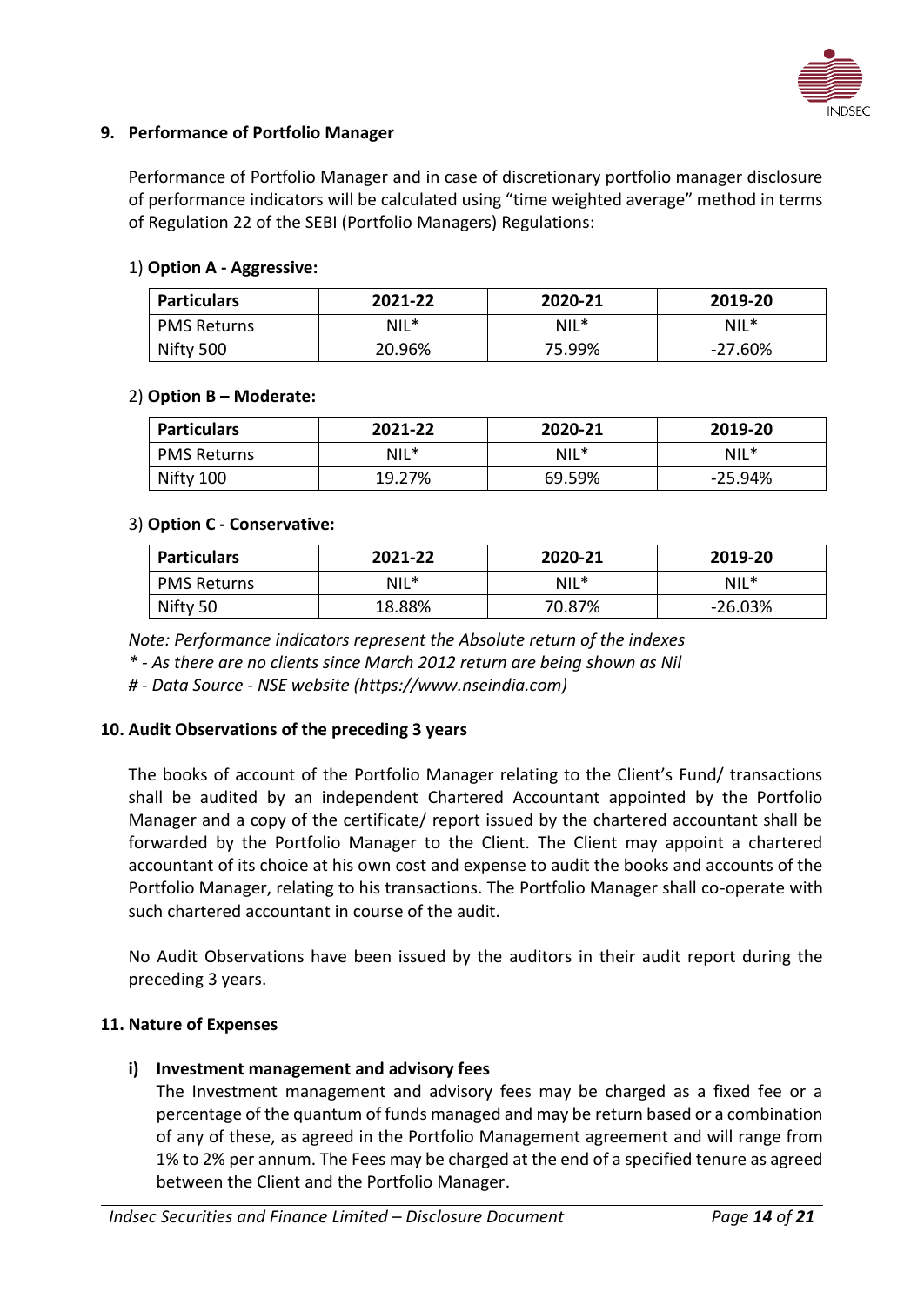## 9. Performance of Portfolio Manager

Performance of Portfolio Manager and in case of discretionary portfolio manager disclosure of performance indicators will be calculated using "time weighted average" method in terms of Regulation 22 of the SEBI (Portfolio Managers) Regulations:

1) **Option A - Aggressive:**

| Particulars | 2021-22 | 2020-21 | 2019-20 |
|---|---|---|---|
| PMS Returns | NIL* | NIL* | NIL* |
| Nifty 500 | 20.96% | 75.99% | -27.60% |

2) **Option B – Moderate:**

| Particulars | 2021-22 | 2020-21 | 2019-20 |
|---|---|---|---|
| PMS Returns | NIL* | NIL* | NIL* |
| Nifty 100 | 19.27% | 69.59% | -25.94% |

3) **Option C - Conservative:**

| Particulars | 2021-22 | 2020-21 | 2019-20 |
|---|---|---|---|
| PMS Returns | NIL* | NIL* | NIL* |
| Nifty 50 | 18.88% | 70.87% | -26.03% |

*Note: Performance indicators represent the Absolute return of the indexes*

*\* - As there are no clients since March 2012 return are being shown as Nil*

*# - Data Source - NSE website (https://www.nseindia.com)*

## 10. Audit Observations of the preceding 3 years

The books of account of the Portfolio Manager relating to the Client's Fund/ transactions shall be audited by an independent Chartered Accountant appointed by the Portfolio Manager and a copy of the certificate/ report issued by the chartered accountant shall be forwarded by the Portfolio Manager to the Client. The Client may appoint a chartered accountant of its choice at his own cost and expense to audit the books and accounts of the Portfolio Manager, relating to his transactions. The Portfolio Manager shall co-operate with such chartered accountant in course of the audit.

No Audit Observations have been issued by the auditors in their audit report during the preceding 3 years.

## 11. Nature of Expenses

**i) Investment management and advisory fees**

The Investment management and advisory fees may be charged as a fixed fee or a percentage of the quantum of funds managed and may be return based or a combination of any of these, as agreed in the Portfolio Management agreement and will range from 1% to 2% per annum. The Fees may be charged at the end of a specified tenure as agreed between the Client and the Portfolio Manager.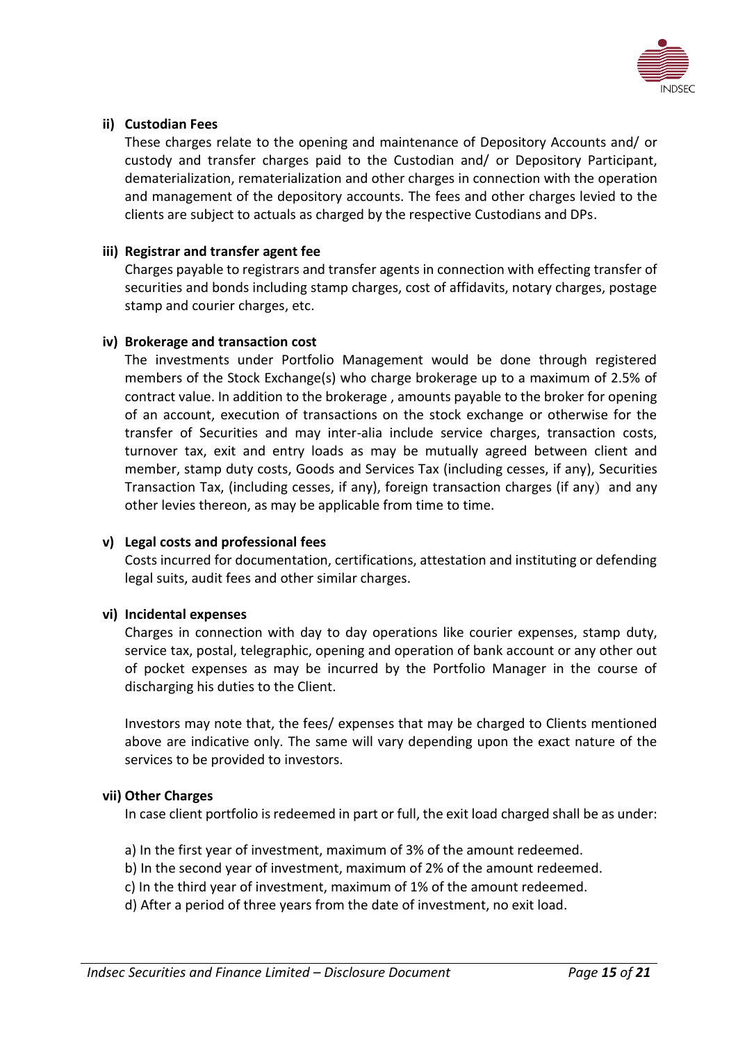**ii) Custodian Fees**

These charges relate to the opening and maintenance of Depository Accounts and/ or custody and transfer charges paid to the Custodian and/ or Depository Participant, dematerialization, rematerialization and other charges in connection with the operation and management of the depository accounts. The fees and other charges levied to the clients are subject to actuals as charged by the respective Custodians and DPs.

**iii) Registrar and transfer agent fee**

Charges payable to registrars and transfer agents in connection with effecting transfer of securities and bonds including stamp charges, cost of affidavits, notary charges, postage stamp and courier charges, etc.

**iv) Brokerage and transaction cost**

The investments under Portfolio Management would be done through registered members of the Stock Exchange(s) who charge brokerage up to a maximum of 2.5% of contract value. In addition to the brokerage , amounts payable to the broker for opening of an account, execution of transactions on the stock exchange or otherwise for the transfer of Securities and may inter-alia include service charges, transaction costs, turnover tax, exit and entry loads as may be mutually agreed between client and member, stamp duty costs, Goods and Services Tax (including cesses, if any), Securities Transaction Tax, (including cesses, if any), foreign transaction charges (if any) and any other levies thereon, as may be applicable from time to time.

**v) Legal costs and professional fees**

Costs incurred for documentation, certifications, attestation and instituting or defending legal suits, audit fees and other similar charges.

**vi) Incidental expenses**

Charges in connection with day to day operations like courier expenses, stamp duty, service tax, postal, telegraphic, opening and operation of bank account or any other out of pocket expenses as may be incurred by the Portfolio Manager in the course of discharging his duties to the Client.

Investors may note that, the fees/ expenses that may be charged to Clients mentioned above are indicative only. The same will vary depending upon the exact nature of the services to be provided to investors.

**vii) Other Charges**

In case client portfolio is redeemed in part or full, the exit load charged shall be as under:

a) In the first year of investment, maximum of 3% of the amount redeemed.
b) In the second year of investment, maximum of 2% of the amount redeemed.
c) In the third year of investment, maximum of 1% of the amount redeemed.
d) After a period of three years from the date of investment, no exit load.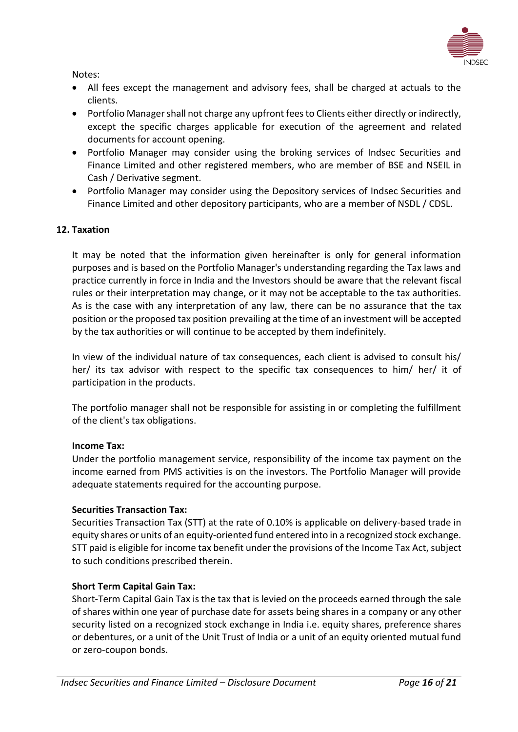Notes:

- All fees except the management and advisory fees, shall be charged at actuals to the clients.
- Portfolio Manager shall not charge any upfront fees to Clients either directly or indirectly, except the specific charges applicable for execution of the agreement and related documents for account opening.
- Portfolio Manager may consider using the broking services of Indsec Securities and Finance Limited and other registered members, who are member of BSE and NSEIL in Cash / Derivative segment.
- Portfolio Manager may consider using the Depository services of Indsec Securities and Finance Limited and other depository participants, who are a member of NSDL / CDSL.

## 12. Taxation

It may be noted that the information given hereinafter is only for general information purposes and is based on the Portfolio Manager's understanding regarding the Tax laws and practice currently in force in India and the Investors should be aware that the relevant fiscal rules or their interpretation may change, or it may not be acceptable to the tax authorities. As is the case with any interpretation of any law, there can be no assurance that the tax position or the proposed tax position prevailing at the time of an investment will be accepted by the tax authorities or will continue to be accepted by them indefinitely.

In view of the individual nature of tax consequences, each client is advised to consult his/ her/ its tax advisor with respect to the specific tax consequences to him/ her/ it of participation in the products.

The portfolio manager shall not be responsible for assisting in or completing the fulfillment of the client's tax obligations.

**Income Tax:**
Under the portfolio management service, responsibility of the income tax payment on the income earned from PMS activities is on the investors. The Portfolio Manager will provide adequate statements required for the accounting purpose.

**Securities Transaction Tax:**
Securities Transaction Tax (STT) at the rate of 0.10% is applicable on delivery-based trade in equity shares or units of an equity-oriented fund entered into in a recognized stock exchange. STT paid is eligible for income tax benefit under the provisions of the Income Tax Act, subject to such conditions prescribed therein.

**Short Term Capital Gain Tax:**
Short-Term Capital Gain Tax is the tax that is levied on the proceeds earned through the sale of shares within one year of purchase date for assets being shares in a company or any other security listed on a recognized stock exchange in India i.e. equity shares, preference shares or debentures, or a unit of the Unit Trust of India or a unit of an equity oriented mutual fund or zero-coupon bonds.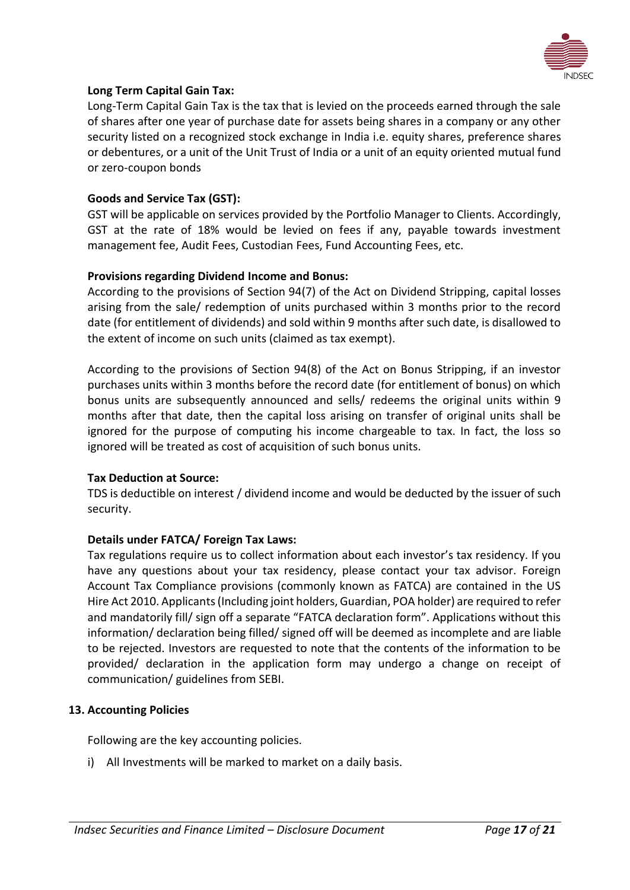**Long Term Capital Gain Tax:**

Long-Term Capital Gain Tax is the tax that is levied on the proceeds earned through the sale of shares after one year of purchase date for assets being shares in a company or any other security listed on a recognized stock exchange in India i.e. equity shares, preference shares or debentures, or a unit of the Unit Trust of India or a unit of an equity oriented mutual fund or zero-coupon bonds

**Goods and Service Tax (GST):**

GST will be applicable on services provided by the Portfolio Manager to Clients. Accordingly, GST at the rate of 18% would be levied on fees if any, payable towards investment management fee, Audit Fees, Custodian Fees, Fund Accounting Fees, etc.

**Provisions regarding Dividend Income and Bonus:**

According to the provisions of Section 94(7) of the Act on Dividend Stripping, capital losses arising from the sale/ redemption of units purchased within 3 months prior to the record date (for entitlement of dividends) and sold within 9 months after such date, is disallowed to the extent of income on such units (claimed as tax exempt).

According to the provisions of Section 94(8) of the Act on Bonus Stripping, if an investor purchases units within 3 months before the record date (for entitlement of bonus) on which bonus units are subsequently announced and sells/ redeems the original units within 9 months after that date, then the capital loss arising on transfer of original units shall be ignored for the purpose of computing his income chargeable to tax. In fact, the loss so ignored will be treated as cost of acquisition of such bonus units.

**Tax Deduction at Source:**

TDS is deductible on interest / dividend income and would be deducted by the issuer of such security.

**Details under FATCA/ Foreign Tax Laws:**

Tax regulations require us to collect information about each investor's tax residency. If you have any questions about your tax residency, please contact your tax advisor. Foreign Account Tax Compliance provisions (commonly known as FATCA) are contained in the US Hire Act 2010. Applicants (Including joint holders, Guardian, POA holder) are required to refer and mandatorily fill/ sign off a separate "FATCA declaration form". Applications without this information/ declaration being filled/ signed off will be deemed as incomplete and are liable to be rejected. Investors are requested to note that the contents of the information to be provided/ declaration in the application form may undergo a change on receipt of communication/ guidelines from SEBI.

## 13. Accounting Policies

Following are the key accounting policies.

i) All Investments will be marked to market on a daily basis.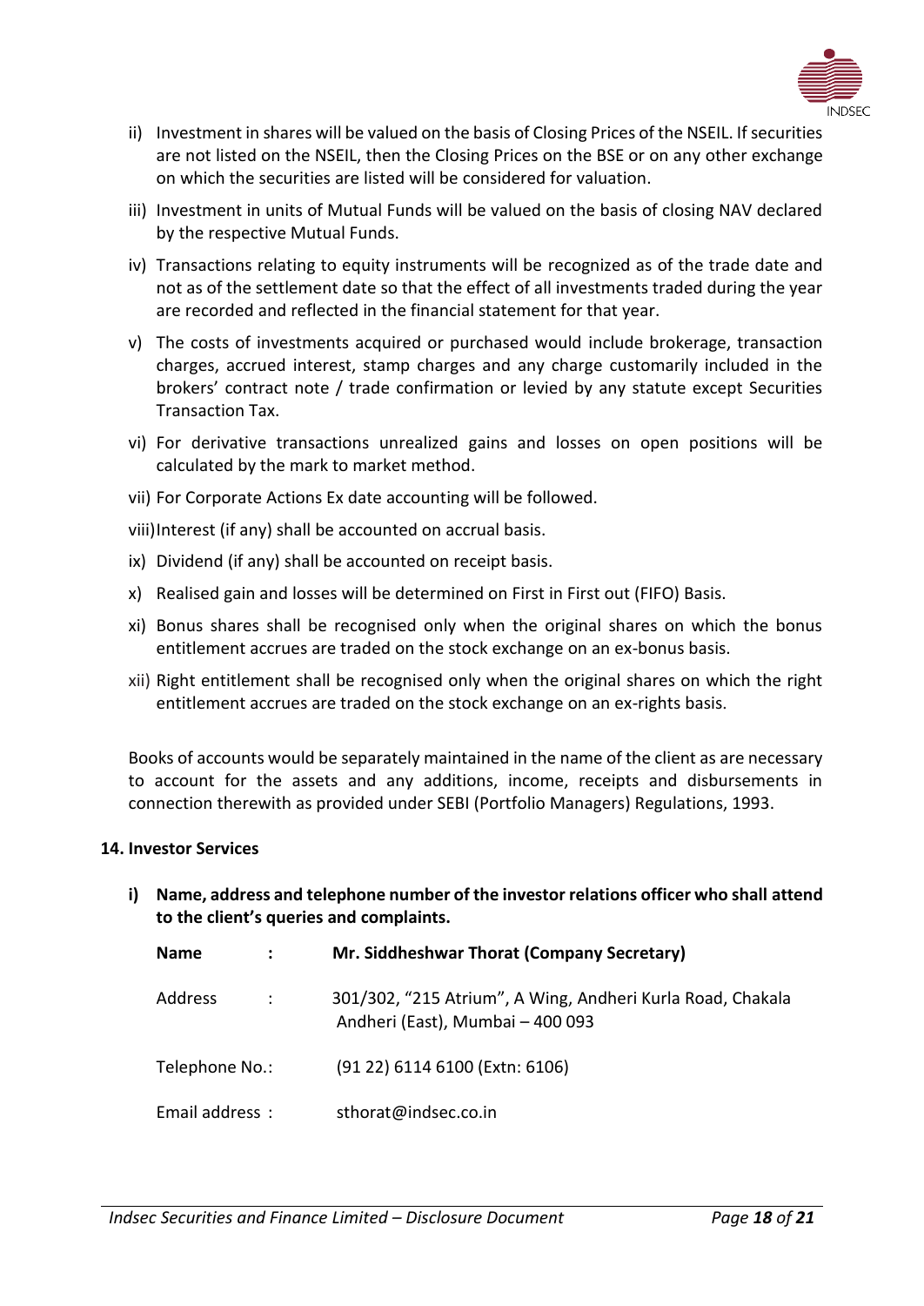ii) Investment in shares will be valued on the basis of Closing Prices of the NSEIL. If securities are not listed on the NSEIL, then the Closing Prices on the BSE or on any other exchange on which the securities are listed will be considered for valuation.

iii) Investment in units of Mutual Funds will be valued on the basis of closing NAV declared by the respective Mutual Funds.

iv) Transactions relating to equity instruments will be recognized as of the trade date and not as of the settlement date so that the effect of all investments traded during the year are recorded and reflected in the financial statement for that year.

v) The costs of investments acquired or purchased would include brokerage, transaction charges, accrued interest, stamp charges and any charge customarily included in the brokers' contract note / trade confirmation or levied by any statute except Securities Transaction Tax.

vi) For derivative transactions unrealized gains and losses on open positions will be calculated by the mark to market method.

vii) For Corporate Actions Ex date accounting will be followed.

viii) Interest (if any) shall be accounted on accrual basis.

ix) Dividend (if any) shall be accounted on receipt basis.

x) Realised gain and losses will be determined on First in First out (FIFO) Basis.

xi) Bonus shares shall be recognised only when the original shares on which the bonus entitlement accrues are traded on the stock exchange on an ex-bonus basis.

xii) Right entitlement shall be recognised only when the original shares on which the right entitlement accrues are traded on the stock exchange on an ex-rights basis.

Books of accounts would be separately maintained in the name of the client as are necessary to account for the assets and any additions, income, receipts and disbursements in connection therewith as provided under SEBI (Portfolio Managers) Regulations, 1993.

## 14. Investor Services

**i) Name, address and telephone number of the investor relations officer who shall attend to the client's queries and complaints.**

| | | |
|---|---|---|
| **Name** | **:** | **Mr. Siddheshwar Thorat (Company Secretary)** |
| Address | : | 301/302, "215 Atrium", A Wing, Andheri Kurla Road, Chakala Andheri (East), Mumbai – 400 093 |
| Telephone No. | : | (91 22) 6114 6100 (Extn: 6106) |
| Email address | : | sthorat@indsec.co.in |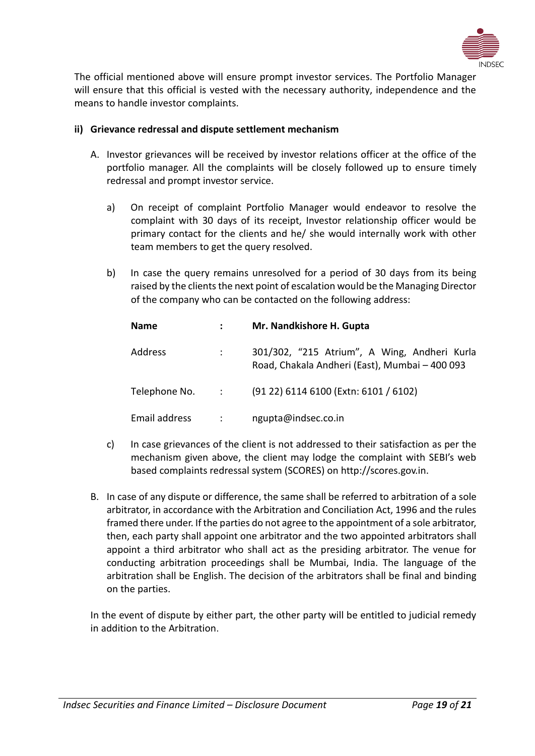The official mentioned above will ensure prompt investor services. The Portfolio Manager will ensure that this official is vested with the necessary authority, independence and the means to handle investor complaints.

**ii) Grievance redressal and dispute settlement mechanism**

A. Investor grievances will be received by investor relations officer at the office of the portfolio manager. All the complaints will be closely followed up to ensure timely redressal and prompt investor service.

   a) On receipt of complaint Portfolio Manager would endeavor to resolve the complaint with 30 days of its receipt, Investor relationship officer would be primary contact for the clients and he/ she would internally work with other team members to get the query resolved.

   b) In case the query remains unresolved for a period of 30 days from its being raised by the clients the next point of escalation would be the Managing Director of the company who can be contacted on the following address:

| **Name** | **:** | **Mr. Nandkishore H. Gupta** |
|---|---|---|
| Address | : | 301/302, "215 Atrium", A Wing, Andheri Kurla Road, Chakala Andheri (East), Mumbai – 400 093 |
| Telephone No. | : | (91 22) 6114 6100 (Extn: 6101 / 6102) |
| Email address | : | ngupta@indsec.co.in |

   c) In case grievances of the client is not addressed to their satisfaction as per the mechanism given above, the client may lodge the complaint with SEBI's web based complaints redressal system (SCORES) on http://scores.gov.in.

B. In case of any dispute or difference, the same shall be referred to arbitration of a sole arbitrator, in accordance with the Arbitration and Conciliation Act, 1996 and the rules framed there under. If the parties do not agree to the appointment of a sole arbitrator, then, each party shall appoint one arbitrator and the two appointed arbitrators shall appoint a third arbitrator who shall act as the presiding arbitrator. The venue for conducting arbitration proceedings shall be Mumbai, India. The language of the arbitration shall be English. The decision of the arbitrators shall be final and binding on the parties.

In the event of dispute by either part, the other party will be entitled to judicial remedy in addition to the Arbitration.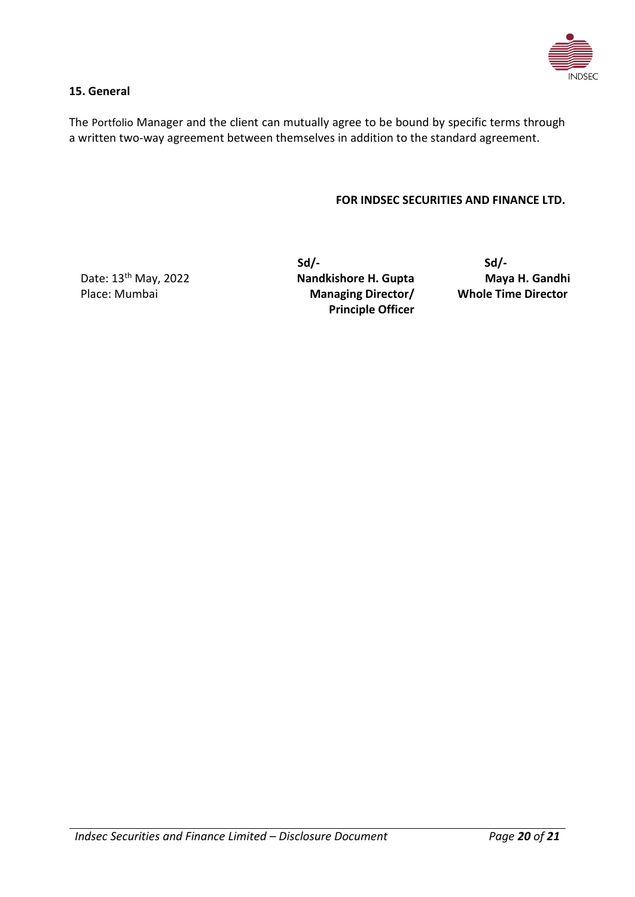### 15. General

The Portfolio Manager and the client can mutually agree to be bound by specific terms through a written two-way agreement between themselves in addition to the standard agreement.

**FOR INDSEC SECURITIES AND FINANCE LTD.**

| | | |
|---|---|---|
| | **Sd/-** | **Sd/-** |
| Date: 13th May, 2022 | **Nandkishore H. Gupta** | **Maya H. Gandhi** |
| Place: Mumbai | **Managing Director/ Principle Officer** | **Whole Time Director** |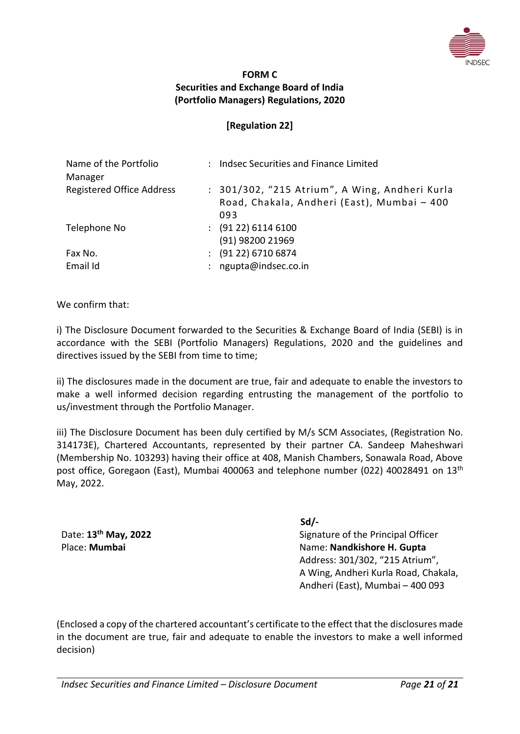**FORM C**
**Securities and Exchange Board of India**
**(Portfolio Managers) Regulations, 2020**

**[Regulation 22]**

| | | |
|---|---|---|
| Name of the Portfolio Manager | : | Indsec Securities and Finance Limited |
| Registered Office Address | : | 301/302, "215 Atrium", A Wing, Andheri Kurla Road, Chakala, Andheri (East), Mumbai – 400 093 |
| Telephone No | : | (91 22) 6114 6100<br>(91) 98200 21969 |
| Fax No. | : | (91 22) 6710 6874 |
| Email Id | : | ngupta@indsec.co.in |

We confirm that:

i) The Disclosure Document forwarded to the Securities & Exchange Board of India (SEBI) is in accordance with the SEBI (Portfolio Managers) Regulations, 2020 and the guidelines and directives issued by the SEBI from time to time;

ii) The disclosures made in the document are true, fair and adequate to enable the investors to make a well informed decision regarding entrusting the management of the portfolio to us/investment through the Portfolio Manager.

iii) The Disclosure Document has been duly certified by M/s SCM Associates, (Registration No. 314173E), Chartered Accountants, represented by their partner CA. Sandeep Maheshwari (Membership No. 103293) having their office at 408, Manish Chambers, Sonawala Road, Above post office, Goregaon (East), Mumbai 400063 and telephone number (022) 40028491 on 13th May, 2022.

Date: **13th May, 2022**
Place: **Mumbai**

**Sd/-**
Signature of the Principal Officer
Name: **Nandkishore H. Gupta**
Address: 301/302, "215 Atrium",
A Wing, Andheri Kurla Road, Chakala,
Andheri (East), Mumbai – 400 093

(Enclosed a copy of the chartered accountant's certificate to the effect that the disclosures made in the document are true, fair and adequate to enable the investors to make a well informed decision)